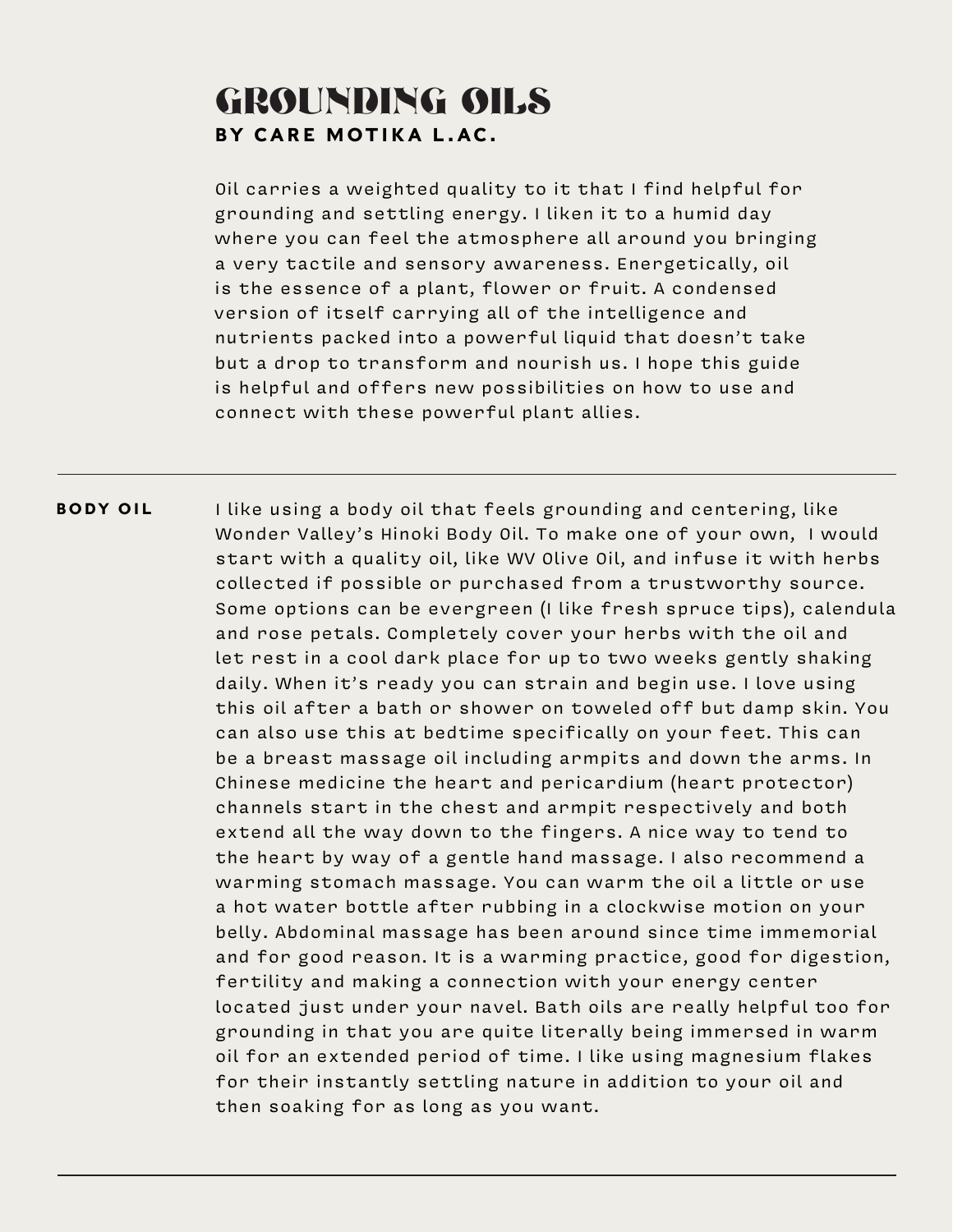# GROUNDING OILS

**BY CARE MOTIKA L.AC.**

Oil carries a weighted quality to it that I find helpful for grounding and settling energy. I liken it to a humid day where you can feel the atmosphere all around you bringing a very tactile and sensory awareness. Energetically, oil is the essence of a plant, flower or fruit. A condensed version of itself carrying all of the intelligence and nutrients packed into a powerful liquid that doesn't take but a drop to transform and nourish us. I hope this guide is helpful and offers new possibilities on how to use and connect with these powerful plant allies.

---

## BODY OIL

I like using a body oil that feels grounding and centering, like Wonder Valley's Hinoki Body Oil. To make one of your own, I would start with a quality oil, like WV Olive Oil, and infuse it with herbs collected if possible or purchased from a trustworthy source. Some options can be evergreen (I like fresh spruce tips), calendula and rose petals. Completely cover your herbs with the oil and let rest in a cool dark place for up to two weeks gently shaking daily. When it's ready you can strain and begin use. I love using this oil after a bath or shower on toweled off but damp skin. You can also use this at bedtime specifically on your feet. This can be a breast massage oil including armpits and down the arms. In Chinese medicine the heart and pericardium (heart protector) channels start in the chest and armpit respectively and both extend all the way down to the fingers. A nice way to tend to the heart by way of a gentle hand massage. I also recommend a warming stomach massage. You can warm the oil a little or use a hot water bottle after rubbing in a clockwise motion on your belly. Abdominal massage has been around since time immemorial and for good reason. It is a warming practice, good for digestion, fertility and making a connection with your energy center located just under your navel. Bath oils are really helpful too for grounding in that you are quite literally being immersed in warm oil for an extended period of time. I like using magnesium flakes for their instantly settling nature in addition to your oil and then soaking for as long as you want.

---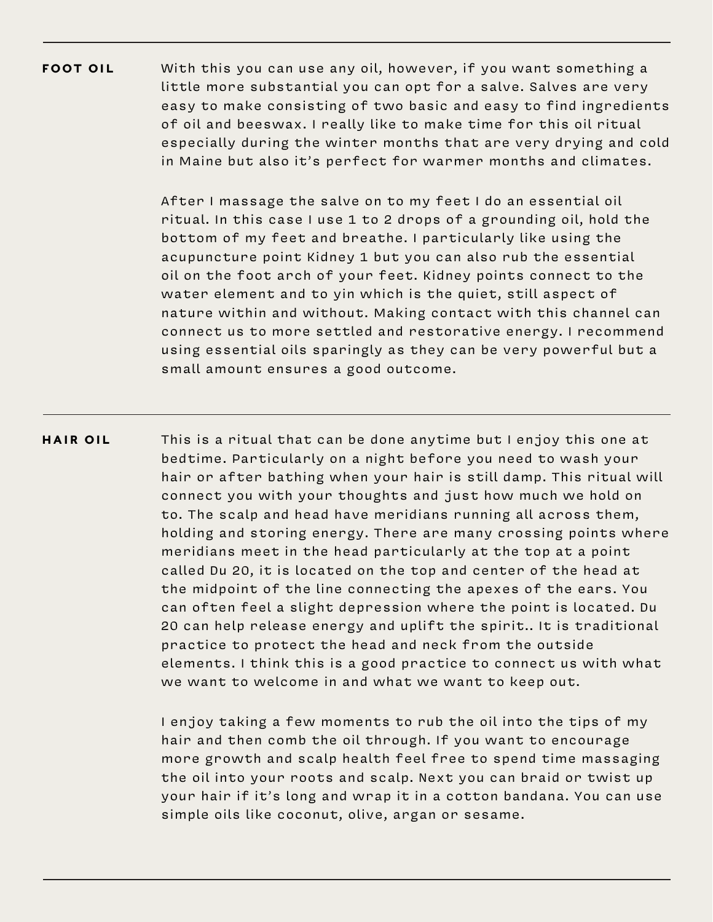## FOOT OIL

With this you can use any oil, however, if you want something a little more substantial you can opt for a salve. Salves are very easy to make consisting of two basic and easy to find ingredients of oil and beeswax. I really like to make time for this oil ritual especially during the winter months that are very drying and cold in Maine but also it's perfect for warmer months and climates.

After I massage the salve on to my feet I do an essential oil ritual. In this case I use 1 to 2 drops of a grounding oil, hold the bottom of my feet and breathe. I particularly like using the acupuncture point Kidney 1 but you can also rub the essential oil on the foot arch of your feet. Kidney points connect to the water element and to yin which is the quiet, still aspect of nature within and without. Making contact with this channel can connect us to more settled and restorative energy. I recommend using essential oils sparingly as they can be very powerful but a small amount ensures a good outcome.

---

## HAIR OIL

This is a ritual that can be done anytime but I enjoy this one at bedtime. Particularly on a night before you need to wash your hair or after bathing when your hair is still damp. This ritual will connect you with your thoughts and just how much we hold on to. The scalp and head have meridians running all across them, holding and storing energy. There are many crossing points where meridians meet in the head particularly at the top at a point called Du 20, it is located on the top and center of the head at the midpoint of the line connecting the apexes of the ears. You can often feel a slight depression where the point is located. Du 20 can help release energy and uplift the spirit.. It is traditional practice to protect the head and neck from the outside elements. I think this is a good practice to connect us with what we want to welcome in and what we want to keep out.

I enjoy taking a few moments to rub the oil into the tips of my hair and then comb the oil through. If you want to encourage more growth and scalp health feel free to spend time massaging the oil into your roots and scalp. Next you can braid or twist up your hair if it's long and wrap it in a cotton bandana. You can use simple oils like coconut, olive, argan or sesame.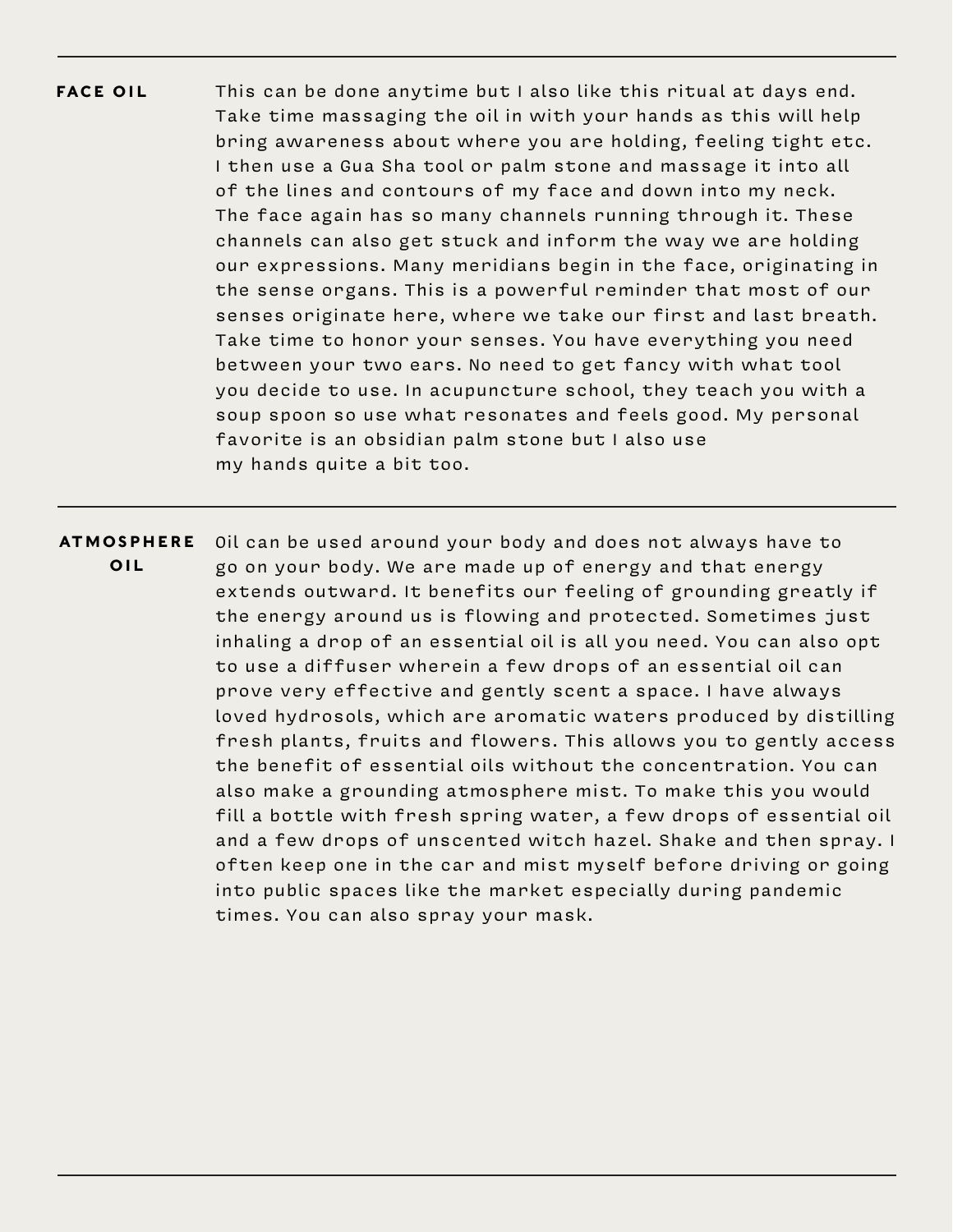## FACE OIL

This can be done anytime but I also like this ritual at days end. Take time massaging the oil in with your hands as this will help bring awareness about where you are holding, feeling tight etc. I then use a Gua Sha tool or palm stone and massage it into all of the lines and contours of my face and down into my neck. The face again has so many channels running through it. These channels can also get stuck and inform the way we are holding our expressions. Many meridians begin in the face, originating in the sense organs. This is a powerful reminder that most of our senses originate here, where we take our first and last breath. Take time to honor your senses. You have everything you need between your two ears. No need to get fancy with what tool you decide to use. In acupuncture school, they teach you with a soup spoon so use what resonates and feels good. My personal favorite is an obsidian palm stone but I also use my hands quite a bit too.

## ATMOSPHERE OIL

Oil can be used around your body and does not always have to go on your body. We are made up of energy and that energy extends outward. It benefits our feeling of grounding greatly if the energy around us is flowing and protected. Sometimes just inhaling a drop of an essential oil is all you need. You can also opt to use a diffuser wherein a few drops of an essential oil can prove very effective and gently scent a space. I have always loved hydrosols, which are aromatic waters produced by distilling fresh plants, fruits and flowers. This allows you to gently access the benefit of essential oils without the concentration. You can also make a grounding atmosphere mist. To make this you would fill a bottle with fresh spring water, a few drops of essential oil and a few drops of unscented witch hazel. Shake and then spray. I often keep one in the car and mist myself before driving or going into public spaces like the market especially during pandemic times. You can also spray your mask.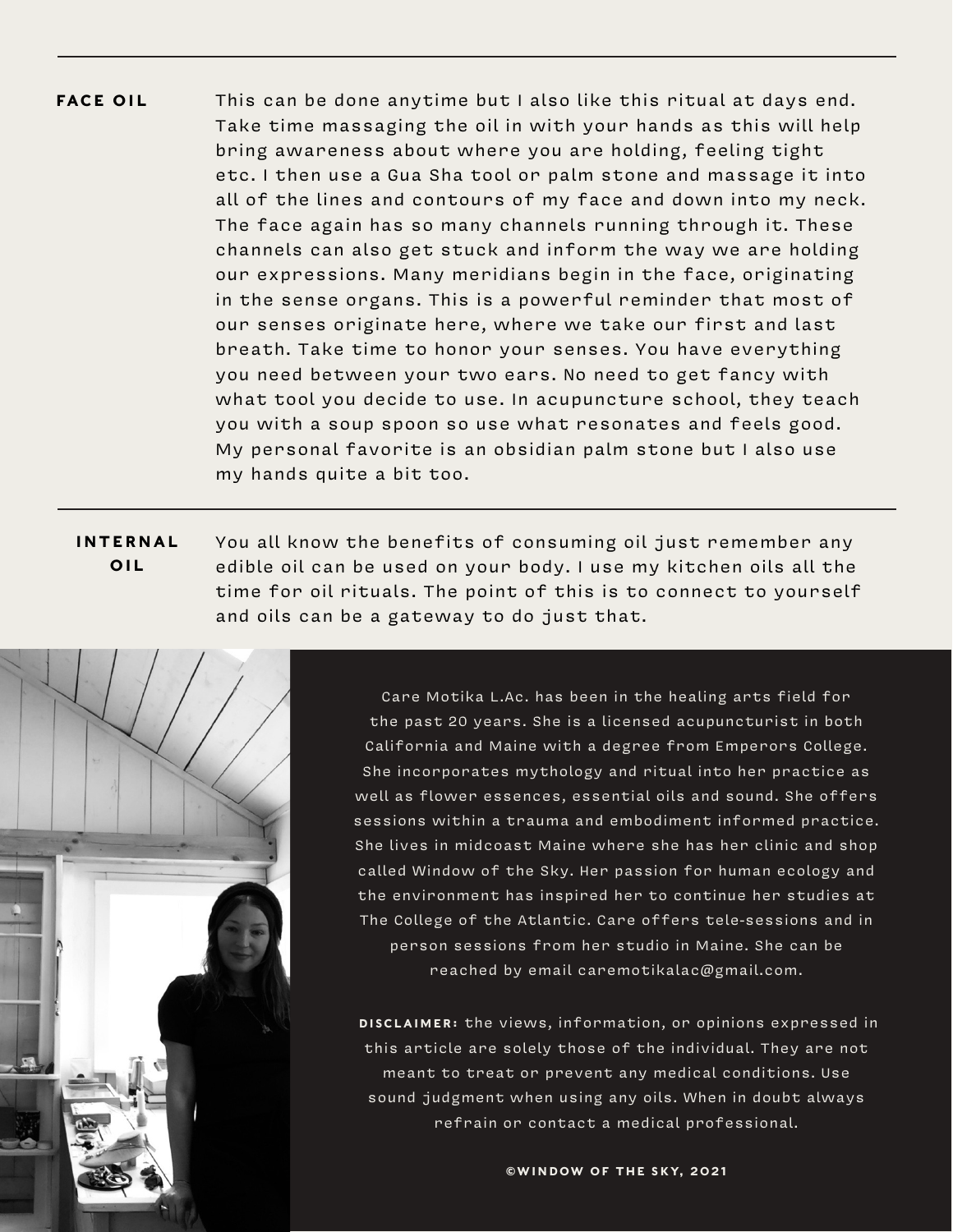**FACE OIL**

This can be done anytime but I also like this ritual at days end. Take time massaging the oil in with your hands as this will help bring awareness about where you are holding, feeling tight etc. I then use a Gua Sha tool or palm stone and massage it into all of the lines and contours of my face and down into my neck. The face again has so many channels running through it. These channels can also get stuck and inform the way we are holding our expressions. Many meridians begin in the face, originating in the sense organs. This is a powerful reminder that most of our senses originate here, where we take our first and last breath. Take time to honor your senses. You have everything you need between your two ears. No need to get fancy with what tool you decide to use. In acupuncture school, they teach you with a soup spoon so use what resonates and feels good. My personal favorite is an obsidian palm stone but I also use my hands quite a bit too.

**INTERNAL OIL**

You all know the benefits of consuming oil just remember any edible oil can be used on your body. I use my kitchen oils all the time for oil rituals. The point of this is to connect to yourself and oils can be a gateway to do just that.

Care Motika L.Ac. has been in the healing arts field for the past 20 years. She is a licensed acupuncturist in both California and Maine with a degree from Emperors College. She incorporates mythology and ritual into her practice as well as flower essences, essential oils and sound. She offers sessions within a trauma and embodiment informed practice. She lives in midcoast Maine where she has her clinic and shop called Window of the Sky. Her passion for human ecology and the environment has inspired her to continue her studies at The College of the Atlantic. Care offers tele-sessions and in person sessions from her studio in Maine. She can be reached by email caremotikalac@gmail.com.

**DISCLAIMER:** the views, information, or opinions expressed in this article are solely those of the individual. They are not meant to treat or prevent any medical conditions. Use sound judgment when using any oils. When in doubt always refrain or contact a medical professional.

**©WINDOW OF THE SKY, 2021**